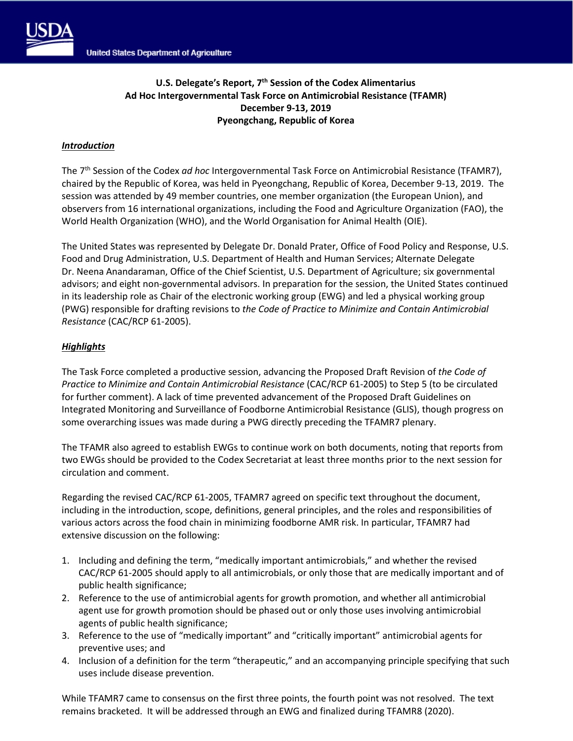**U.S. Delegate's Report, 7th Session of the Codex Alimentarius**
**Ad Hoc Intergovernmental Task Force on Antimicrobial Resistance (TFAMR)**
**December 9-13, 2019**
**Pyeongchang, Republic of Korea**

***Introduction***

The 7th Session of the Codex *ad hoc* Intergovernmental Task Force on Antimicrobial Resistance (TFAMR7), chaired by the Republic of Korea, was held in Pyeongchang, Republic of Korea, December 9-13, 2019. The session was attended by 49 member countries, one member organization (the European Union), and observers from 16 international organizations, including the Food and Agriculture Organization (FAO), the World Health Organization (WHO), and the World Organisation for Animal Health (OIE).

The United States was represented by Delegate Dr. Donald Prater, Office of Food Policy and Response, U.S. Food and Drug Administration, U.S. Department of Health and Human Services; Alternate Delegate Dr. Neena Anandaraman, Office of the Chief Scientist, U.S. Department of Agriculture; six governmental advisors; and eight non-governmental advisors. In preparation for the session, the United States continued in its leadership role as Chair of the electronic working group (EWG) and led a physical working group (PWG) responsible for drafting revisions to *the Code of Practice to Minimize and Contain Antimicrobial Resistance* (CAC/RCP 61-2005).

***Highlights***

The Task Force completed a productive session, advancing the Proposed Draft Revision of *the Code of Practice to Minimize and Contain Antimicrobial Resistance* (CAC/RCP 61-2005) to Step 5 (to be circulated for further comment). A lack of time prevented advancement of the Proposed Draft Guidelines on Integrated Monitoring and Surveillance of Foodborne Antimicrobial Resistance (GLIS), though progress on some overarching issues was made during a PWG directly preceding the TFAMR7 plenary.

The TFAMR also agreed to establish EWGs to continue work on both documents, noting that reports from two EWGs should be provided to the Codex Secretariat at least three months prior to the next session for circulation and comment.

Regarding the revised CAC/RCP 61-2005, TFAMR7 agreed on specific text throughout the document, including in the introduction, scope, definitions, general principles, and the roles and responsibilities of various actors across the food chain in minimizing foodborne AMR risk. In particular, TFAMR7 had extensive discussion on the following:

1. Including and defining the term, "medically important antimicrobials," and whether the revised CAC/RCP 61-2005 should apply to all antimicrobials, or only those that are medically important and of public health significance;
2. Reference to the use of antimicrobial agents for growth promotion, and whether all antimicrobial agent use for growth promotion should be phased out or only those uses involving antimicrobial agents of public health significance;
3. Reference to the use of "medically important" and "critically important" antimicrobial agents for preventive uses; and
4. Inclusion of a definition for the term "therapeutic," and an accompanying principle specifying that such uses include disease prevention.

While TFAMR7 came to consensus on the first three points, the fourth point was not resolved. The text remains bracketed. It will be addressed through an EWG and finalized during TFAMR8 (2020).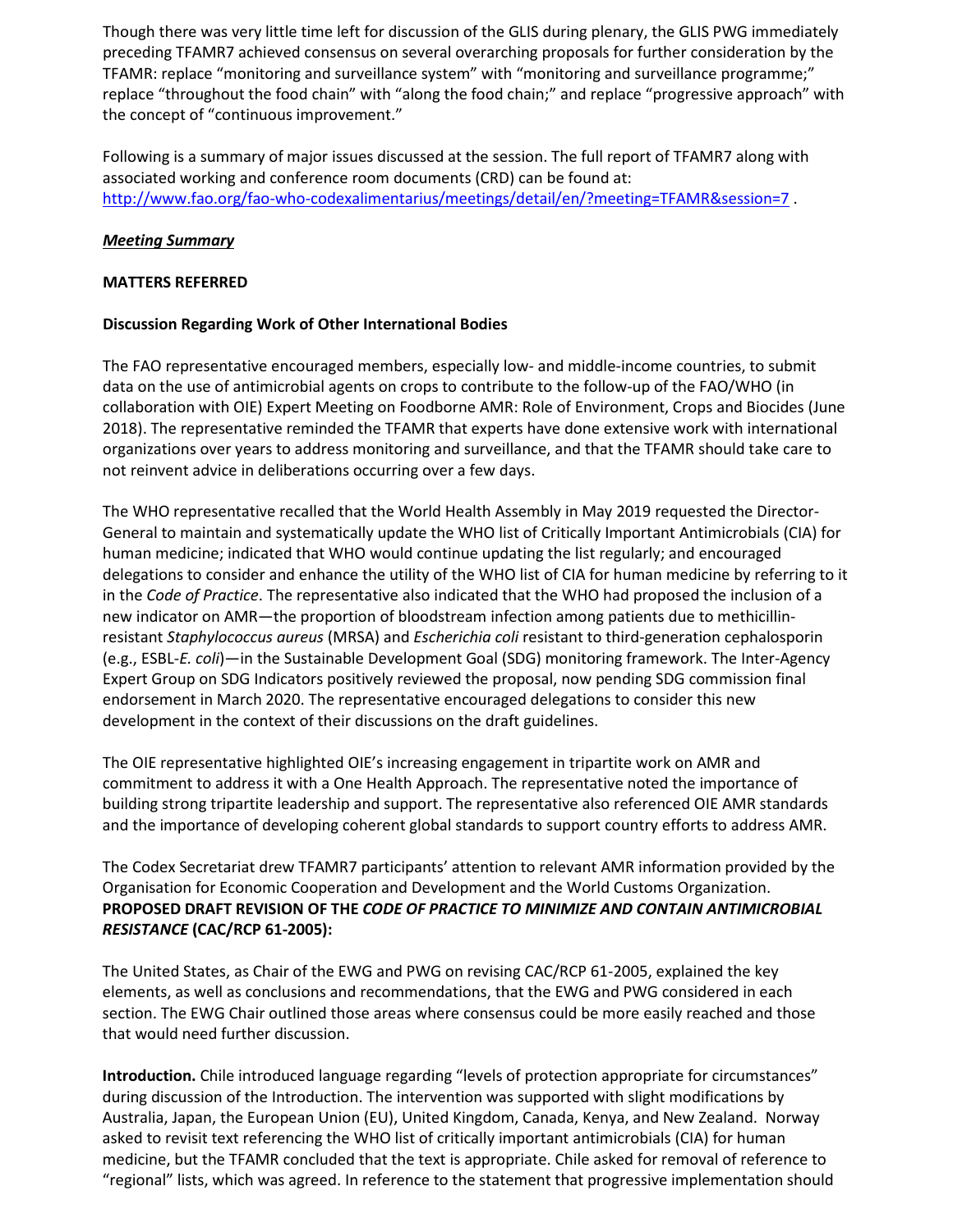Though there was very little time left for discussion of the GLIS during plenary, the GLIS PWG immediately preceding TFAMR7 achieved consensus on several overarching proposals for further consideration by the TFAMR: replace "monitoring and surveillance system" with "monitoring and surveillance programme;" replace "throughout the food chain" with "along the food chain;" and replace "progressive approach" with the concept of "continuous improvement."

Following is a summary of major issues discussed at the session. The full report of TFAMR7 along with associated working and conference room documents (CRD) can be found at: [http://www.fao.org/fao-who-codexalimentarius/meetings/detail/en/?meeting=TFAMR&session=7](http://www.fao.org/fao-who-codexalimentarius/meetings/detail/en/?meeting=TFAMR&session=7) .

***Meeting Summary***

**MATTERS REFERRED**

**Discussion Regarding Work of Other International Bodies**

The FAO representative encouraged members, especially low- and middle-income countries, to submit data on the use of antimicrobial agents on crops to contribute to the follow-up of the FAO/WHO (in collaboration with OIE) Expert Meeting on Foodborne AMR: Role of Environment, Crops and Biocides (June 2018). The representative reminded the TFAMR that experts have done extensive work with international organizations over years to address monitoring and surveillance, and that the TFAMR should take care to not reinvent advice in deliberations occurring over a few days.

The WHO representative recalled that the World Health Assembly in May 2019 requested the Director-General to maintain and systematically update the WHO list of Critically Important Antimicrobials (CIA) for human medicine; indicated that WHO would continue updating the list regularly; and encouraged delegations to consider and enhance the utility of the WHO list of CIA for human medicine by referring to it in the *Code of Practice*. The representative also indicated that the WHO had proposed the inclusion of a new indicator on AMR—the proportion of bloodstream infection among patients due to methicillin-resistant *Staphylococcus aureus* (MRSA) and *Escherichia coli* resistant to third-generation cephalosporin (e.g., ESBL-*E. coli*)—in the Sustainable Development Goal (SDG) monitoring framework. The Inter-Agency Expert Group on SDG Indicators positively reviewed the proposal, now pending SDG commission final endorsement in March 2020. The representative encouraged delegations to consider this new development in the context of their discussions on the draft guidelines.

The OIE representative highlighted OIE's increasing engagement in tripartite work on AMR and commitment to address it with a One Health Approach. The representative noted the importance of building strong tripartite leadership and support. The representative also referenced OIE AMR standards and the importance of developing coherent global standards to support country efforts to address AMR.

The Codex Secretariat drew TFAMR7 participants' attention to relevant AMR information provided by the Organisation for Economic Cooperation and Development and the World Customs Organization.

**PROPOSED DRAFT REVISION OF THE *CODE OF PRACTICE TO MINIMIZE AND CONTAIN ANTIMICROBIAL RESISTANCE* (CAC/RCP 61-2005):**

The United States, as Chair of the EWG and PWG on revising CAC/RCP 61-2005, explained the key elements, as well as conclusions and recommendations, that the EWG and PWG considered in each section. The EWG Chair outlined those areas where consensus could be more easily reached and those that would need further discussion.

**Introduction.** Chile introduced language regarding "levels of protection appropriate for circumstances" during discussion of the Introduction. The intervention was supported with slight modifications by Australia, Japan, the European Union (EU), United Kingdom, Canada, Kenya, and New Zealand. Norway asked to revisit text referencing the WHO list of critically important antimicrobials (CIA) for human medicine, but the TFAMR concluded that the text is appropriate. Chile asked for removal of reference to "regional" lists, which was agreed. In reference to the statement that progressive implementation should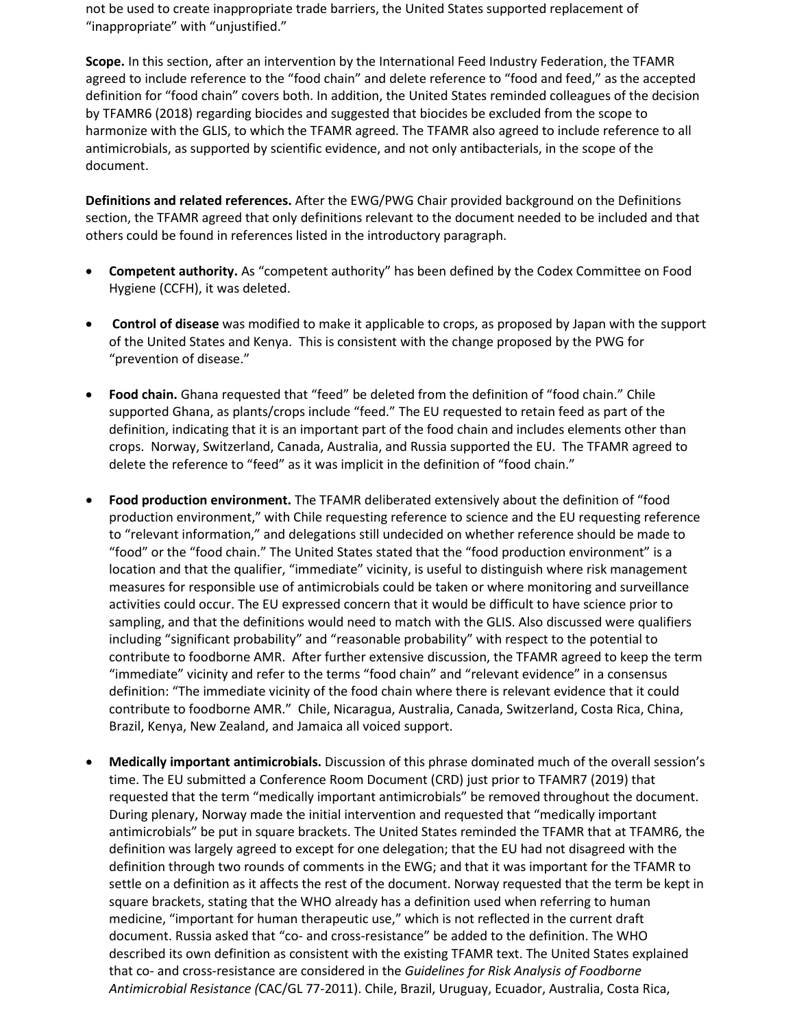not be used to create inappropriate trade barriers, the United States supported replacement of "inappropriate" with "unjustified."

**Scope.** In this section, after an intervention by the International Feed Industry Federation, the TFAMR agreed to include reference to the "food chain" and delete reference to "food and feed," as the accepted definition for "food chain" covers both. In addition, the United States reminded colleagues of the decision by TFAMR6 (2018) regarding biocides and suggested that biocides be excluded from the scope to harmonize with the GLIS, to which the TFAMR agreed. The TFAMR also agreed to include reference to all antimicrobials, as supported by scientific evidence, and not only antibacterials, in the scope of the document.

**Definitions and related references.** After the EWG/PWG Chair provided background on the Definitions section, the TFAMR agreed that only definitions relevant to the document needed to be included and that others could be found in references listed in the introductory paragraph.

- **Competent authority.** As "competent authority" has been defined by the Codex Committee on Food Hygiene (CCFH), it was deleted.

- **Control of disease** was modified to make it applicable to crops, as proposed by Japan with the support of the United States and Kenya. This is consistent with the change proposed by the PWG for "prevention of disease."

- **Food chain.** Ghana requested that "feed" be deleted from the definition of "food chain." Chile supported Ghana, as plants/crops include "feed." The EU requested to retain feed as part of the definition, indicating that it is an important part of the food chain and includes elements other than crops. Norway, Switzerland, Canada, Australia, and Russia supported the EU. The TFAMR agreed to delete the reference to "feed" as it was implicit in the definition of "food chain."

- **Food production environment.** The TFAMR deliberated extensively about the definition of "food production environment," with Chile requesting reference to science and the EU requesting reference to "relevant information," and delegations still undecided on whether reference should be made to "food" or the "food chain." The United States stated that the "food production environment" is a location and that the qualifier, "immediate" vicinity, is useful to distinguish where risk management measures for responsible use of antimicrobials could be taken or where monitoring and surveillance activities could occur. The EU expressed concern that it would be difficult to have science prior to sampling, and that the definitions would need to match with the GLIS. Also discussed were qualifiers including "significant probability" and "reasonable probability" with respect to the potential to contribute to foodborne AMR. After further extensive discussion, the TFAMR agreed to keep the term "immediate" vicinity and refer to the terms "food chain" and "relevant evidence" in a consensus definition: "The immediate vicinity of the food chain where there is relevant evidence that it could contribute to foodborne AMR." Chile, Nicaragua, Australia, Canada, Switzerland, Costa Rica, China, Brazil, Kenya, New Zealand, and Jamaica all voiced support.

- **Medically important antimicrobials.** Discussion of this phrase dominated much of the overall session's time. The EU submitted a Conference Room Document (CRD) just prior to TFAMR7 (2019) that requested that the term "medically important antimicrobials" be removed throughout the document. During plenary, Norway made the initial intervention and requested that "medically important antimicrobials" be put in square brackets. The United States reminded the TFAMR that at TFAMR6, the definition was largely agreed to except for one delegation; that the EU had not disagreed with the definition through two rounds of comments in the EWG; and that it was important for the TFAMR to settle on a definition as it affects the rest of the document. Norway requested that the term be kept in square brackets, stating that the WHO already has a definition used when referring to human medicine, "important for human therapeutic use," which is not reflected in the current draft document. Russia asked that "co- and cross-resistance" be added to the definition. The WHO described its own definition as consistent with the existing TFAMR text. The United States explained that co- and cross-resistance are considered in the *Guidelines for Risk Analysis of Foodborne Antimicrobial Resistance (*CAC/GL 77-2011). Chile, Brazil, Uruguay, Ecuador, Australia, Costa Rica,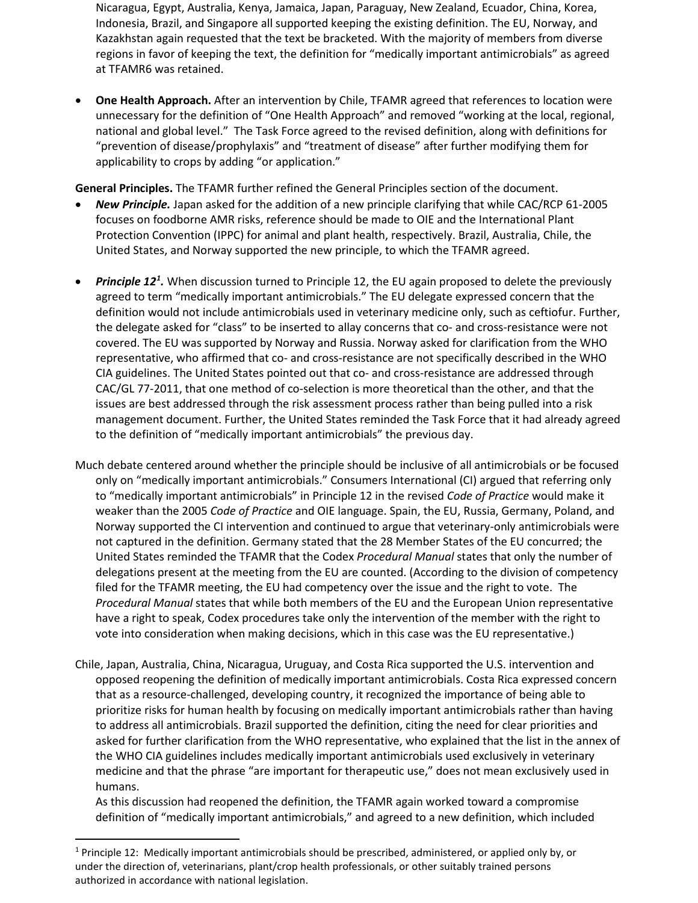Nicaragua, Egypt, Australia, Kenya, Jamaica, Japan, Paraguay, New Zealand, Ecuador, China, Korea, Indonesia, Brazil, and Singapore all supported keeping the existing definition. The EU, Norway, and Kazakhstan again requested that the text be bracketed. With the majority of members from diverse regions in favor of keeping the text, the definition for "medically important antimicrobials" as agreed at TFAMR6 was retained.

- **One Health Approach.** After an intervention by Chile, TFAMR agreed that references to location were unnecessary for the definition of "One Health Approach" and removed "working at the local, regional, national and global level." The Task Force agreed to the revised definition, along with definitions for "prevention of disease/prophylaxis" and "treatment of disease" after further modifying them for applicability to crops by adding "or application."

**General Principles.** The TFAMR further refined the General Principles section of the document.

- ***New Principle.*** Japan asked for the addition of a new principle clarifying that while CAC/RCP 61-2005 focuses on foodborne AMR risks, reference should be made to OIE and the International Plant Protection Convention (IPPC) for animal and plant health, respectively. Brazil, Australia, Chile, the United States, and Norway supported the new principle, to which the TFAMR agreed.

- ***Principle 12***[1]***.*** When discussion turned to Principle 12, the EU again proposed to delete the previously agreed to term "medically important antimicrobials." The EU delegate expressed concern that the definition would not include antimicrobials used in veterinary medicine only, such as ceftiofur. Further, the delegate asked for "class" to be inserted to allay concerns that co- and cross-resistance were not covered. The EU was supported by Norway and Russia. Norway asked for clarification from the WHO representative, who affirmed that co- and cross-resistance are not specifically described in the WHO CIA guidelines. The United States pointed out that co- and cross-resistance are addressed through CAC/GL 77-2011, that one method of co-selection is more theoretical than the other, and that the issues are best addressed through the risk assessment process rather than being pulled into a risk management document. Further, the United States reminded the Task Force that it had already agreed to the definition of "medically important antimicrobials" the previous day.

Much debate centered around whether the principle should be inclusive of all antimicrobials or be focused only on "medically important antimicrobials." Consumers International (CI) argued that referring only to "medically important antimicrobials" in Principle 12 in the revised *Code of Practice* would make it weaker than the 2005 *Code of Practice* and OIE language. Spain, the EU, Russia, Germany, Poland, and Norway supported the CI intervention and continued to argue that veterinary-only antimicrobials were not captured in the definition. Germany stated that the 28 Member States of the EU concurred; the United States reminded the TFAMR that the Codex *Procedural Manual* states that only the number of delegations present at the meeting from the EU are counted. (According to the division of competency filed for the TFAMR meeting, the EU had competency over the issue and the right to vote. The *Procedural Manual* states that while both members of the EU and the European Union representative have a right to speak, Codex procedures take only the intervention of the member with the right to vote into consideration when making decisions, which in this case was the EU representative.)

Chile, Japan, Australia, China, Nicaragua, Uruguay, and Costa Rica supported the U.S. intervention and opposed reopening the definition of medically important antimicrobials. Costa Rica expressed concern that as a resource-challenged, developing country, it recognized the importance of being able to prioritize risks for human health by focusing on medically important antimicrobials rather than having to address all antimicrobials. Brazil supported the definition, citing the need for clear priorities and asked for further clarification from the WHO representative, who explained that the list in the annex of the WHO CIA guidelines includes medically important antimicrobials used exclusively in veterinary medicine and that the phrase "are important for therapeutic use," does not mean exclusively used in humans.

As this discussion had reopened the definition, the TFAMR again worked toward a compromise definition of "medically important antimicrobials," and agreed to a new definition, which included

[1] Principle 12: Medically important antimicrobials should be prescribed, administered, or applied only by, or under the direction of, veterinarians, plant/crop health professionals, or other suitably trained persons authorized in accordance with national legislation.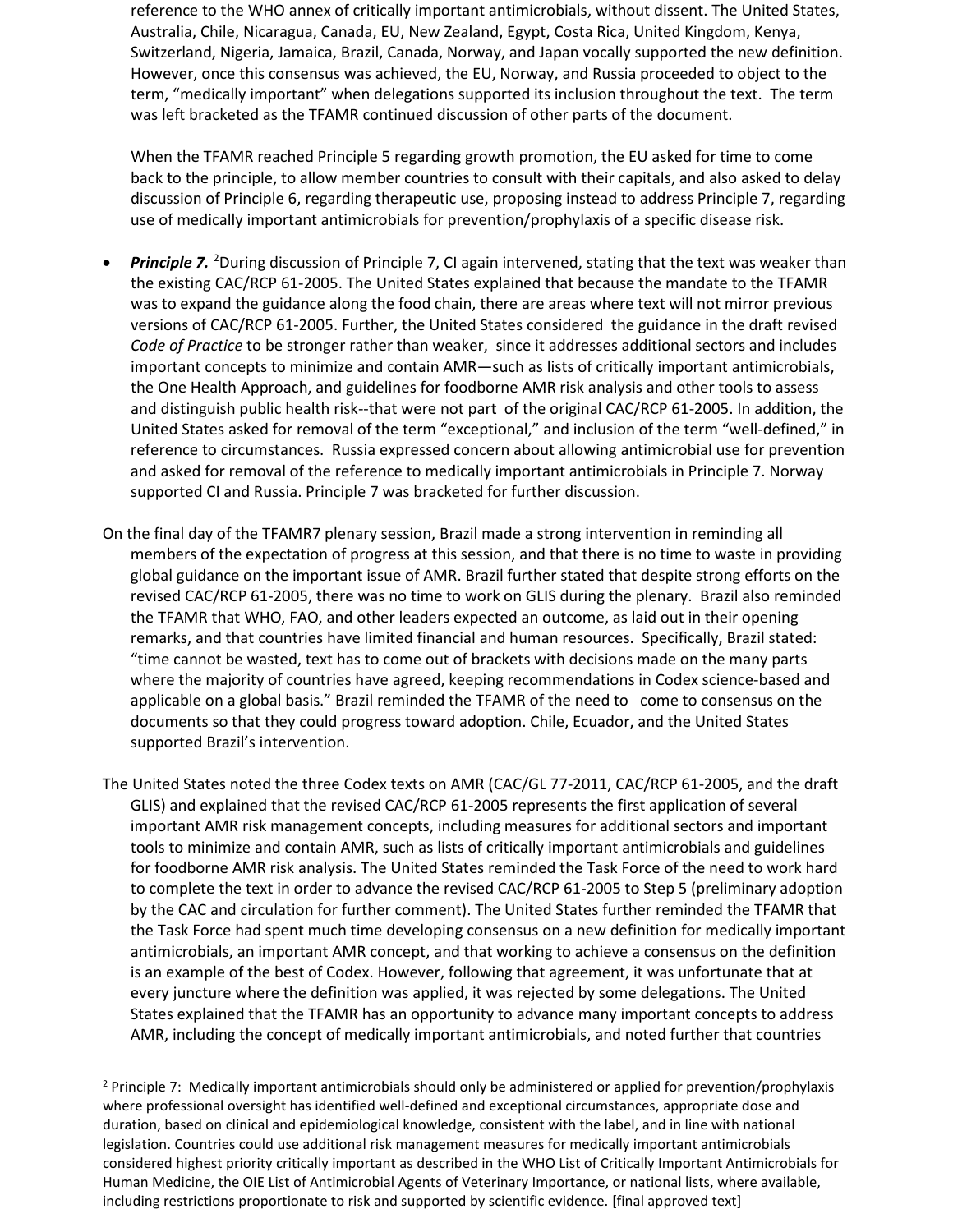reference to the WHO annex of critically important antimicrobials, without dissent. The United States, Australia, Chile, Nicaragua, Canada, EU, New Zealand, Egypt, Costa Rica, United Kingdom, Kenya, Switzerland, Nigeria, Jamaica, Brazil, Canada, Norway, and Japan vocally supported the new definition. However, once this consensus was achieved, the EU, Norway, and Russia proceeded to object to the term, "medically important" when delegations supported its inclusion throughout the text. The term was left bracketed as the TFAMR continued discussion of other parts of the document.

When the TFAMR reached Principle 5 regarding growth promotion, the EU asked for time to come back to the principle, to allow member countries to consult with their capitals, and also asked to delay discussion of Principle 6, regarding therapeutic use, proposing instead to address Principle 7, regarding use of medically important antimicrobials for prevention/prophylaxis of a specific disease risk.

- ***Principle 7.*** [2]During discussion of Principle 7, CI again intervened, stating that the text was weaker than the existing CAC/RCP 61-2005. The United States explained that because the mandate to the TFAMR was to expand the guidance along the food chain, there are areas where text will not mirror previous versions of CAC/RCP 61-2005. Further, the United States considered the guidance in the draft revised *Code of Practice* to be stronger rather than weaker, since it addresses additional sectors and includes important concepts to minimize and contain AMR—such as lists of critically important antimicrobials, the One Health Approach, and guidelines for foodborne AMR risk analysis and other tools to assess and distinguish public health risk--that were not part of the original CAC/RCP 61-2005. In addition, the United States asked for removal of the term "exceptional," and inclusion of the term "well-defined," in reference to circumstances. Russia expressed concern about allowing antimicrobial use for prevention and asked for removal of the reference to medically important antimicrobials in Principle 7. Norway supported CI and Russia. Principle 7 was bracketed for further discussion.

On the final day of the TFAMR7 plenary session, Brazil made a strong intervention in reminding all members of the expectation of progress at this session, and that there is no time to waste in providing global guidance on the important issue of AMR. Brazil further stated that despite strong efforts on the revised CAC/RCP 61-2005, there was no time to work on GLIS during the plenary. Brazil also reminded the TFAMR that WHO, FAO, and other leaders expected an outcome, as laid out in their opening remarks, and that countries have limited financial and human resources. Specifically, Brazil stated: "time cannot be wasted, text has to come out of brackets with decisions made on the many parts where the majority of countries have agreed, keeping recommendations in Codex science-based and applicable on a global basis." Brazil reminded the TFAMR of the need to come to consensus on the documents so that they could progress toward adoption. Chile, Ecuador, and the United States supported Brazil's intervention.

The United States noted the three Codex texts on AMR (CAC/GL 77-2011, CAC/RCP 61-2005, and the draft GLIS) and explained that the revised CAC/RCP 61-2005 represents the first application of several important AMR risk management concepts, including measures for additional sectors and important tools to minimize and contain AMR, such as lists of critically important antimicrobials and guidelines for foodborne AMR risk analysis. The United States reminded the Task Force of the need to work hard to complete the text in order to advance the revised CAC/RCP 61-2005 to Step 5 (preliminary adoption by the CAC and circulation for further comment). The United States further reminded the TFAMR that the Task Force had spent much time developing consensus on a new definition for medically important antimicrobials, an important AMR concept, and that working to achieve a consensus on the definition is an example of the best of Codex. However, following that agreement, it was unfortunate that at every juncture where the definition was applied, it was rejected by some delegations. The United States explained that the TFAMR has an opportunity to advance many important concepts to address AMR, including the concept of medically important antimicrobials, and noted further that countries

---

[2] Principle 7: Medically important antimicrobials should only be administered or applied for prevention/prophylaxis where professional oversight has identified well-defined and exceptional circumstances, appropriate dose and duration, based on clinical and epidemiological knowledge, consistent with the label, and in line with national legislation. Countries could use additional risk management measures for medically important antimicrobials considered highest priority critically important as described in the WHO List of Critically Important Antimicrobials for Human Medicine, the OIE List of Antimicrobial Agents of Veterinary Importance, or national lists, where available, including restrictions proportionate to risk and supported by scientific evidence. [final approved text]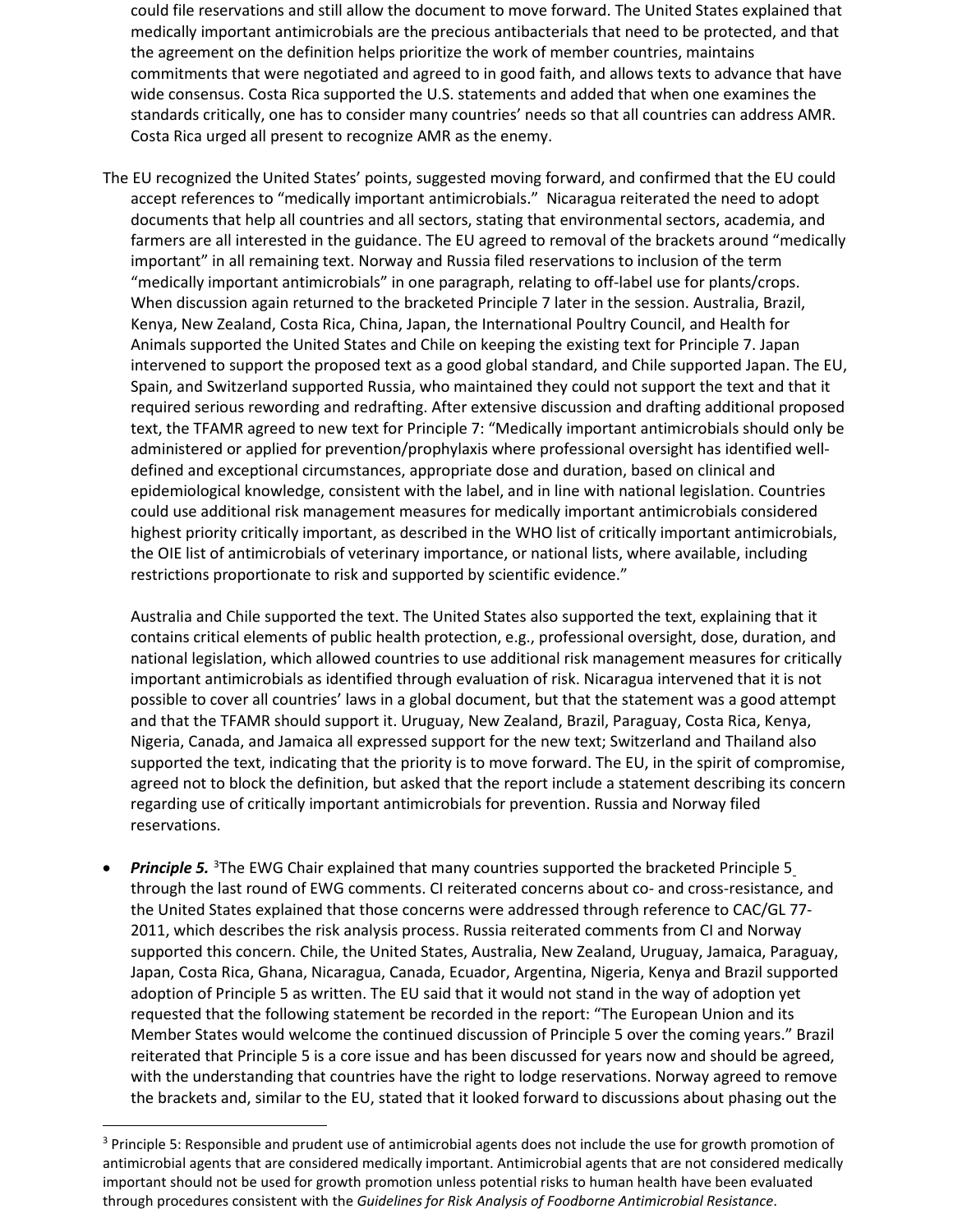could file reservations and still allow the document to move forward. The United States explained that medically important antimicrobials are the precious antibacterials that need to be protected, and that the agreement on the definition helps prioritize the work of member countries, maintains commitments that were negotiated and agreed to in good faith, and allows texts to advance that have wide consensus. Costa Rica supported the U.S. statements and added that when one examines the standards critically, one has to consider many countries' needs so that all countries can address AMR. Costa Rica urged all present to recognize AMR as the enemy.

The EU recognized the United States' points, suggested moving forward, and confirmed that the EU could accept references to "medically important antimicrobials." Nicaragua reiterated the need to adopt documents that help all countries and all sectors, stating that environmental sectors, academia, and farmers are all interested in the guidance. The EU agreed to removal of the brackets around "medically important" in all remaining text. Norway and Russia filed reservations to inclusion of the term "medically important antimicrobials" in one paragraph, relating to off-label use for plants/crops. When discussion again returned to the bracketed Principle 7 later in the session. Australia, Brazil, Kenya, New Zealand, Costa Rica, China, Japan, the International Poultry Council, and Health for Animals supported the United States and Chile on keeping the existing text for Principle 7. Japan intervened to support the proposed text as a good global standard, and Chile supported Japan. The EU, Spain, and Switzerland supported Russia, who maintained they could not support the text and that it required serious rewording and redrafting. After extensive discussion and drafting additional proposed text, the TFAMR agreed to new text for Principle 7: "Medically important antimicrobials should only be administered or applied for prevention/prophylaxis where professional oversight has identified well-defined and exceptional circumstances, appropriate dose and duration, based on clinical and epidemiological knowledge, consistent with the label, and in line with national legislation. Countries could use additional risk management measures for medically important antimicrobials considered highest priority critically important, as described in the WHO list of critically important antimicrobials, the OIE list of antimicrobials of veterinary importance, or national lists, where available, including restrictions proportionate to risk and supported by scientific evidence."

Australia and Chile supported the text. The United States also supported the text, explaining that it contains critical elements of public health protection, e.g., professional oversight, dose, duration, and national legislation, which allowed countries to use additional risk management measures for critically important antimicrobials as identified through evaluation of risk. Nicaragua intervened that it is not possible to cover all countries' laws in a global document, but that the statement was a good attempt and that the TFAMR should support it. Uruguay, New Zealand, Brazil, Paraguay, Costa Rica, Kenya, Nigeria, Canada, and Jamaica all expressed support for the new text; Switzerland and Thailand also supported the text, indicating that the priority is to move forward. The EU, in the spirit of compromise, agreed not to block the definition, but asked that the report include a statement describing its concern regarding use of critically important antimicrobials for prevention. Russia and Norway filed reservations.

- ***Principle 5.*** [3]The EWG Chair explained that many countries supported the bracketed Principle 5 through the last round of EWG comments. CI reiterated concerns about co- and cross-resistance, and the United States explained that those concerns were addressed through reference to CAC/GL 77-2011, which describes the risk analysis process. Russia reiterated comments from CI and Norway supported this concern. Chile, the United States, Australia, New Zealand, Uruguay, Jamaica, Paraguay, Japan, Costa Rica, Ghana, Nicaragua, Canada, Ecuador, Argentina, Nigeria, Kenya and Brazil supported adoption of Principle 5 as written. The EU said that it would not stand in the way of adoption yet requested that the following statement be recorded in the report: "The European Union and its Member States would welcome the continued discussion of Principle 5 over the coming years." Brazil reiterated that Principle 5 is a core issue and has been discussed for years now and should be agreed, with the understanding that countries have the right to lodge reservations. Norway agreed to remove the brackets and, similar to the EU, stated that it looked forward to discussions about phasing out the

---

[3] Principle 5: Responsible and prudent use of antimicrobial agents does not include the use for growth promotion of antimicrobial agents that are considered medically important. Antimicrobial agents that are not considered medically important should not be used for growth promotion unless potential risks to human health have been evaluated through procedures consistent with the *Guidelines for Risk Analysis of Foodborne Antimicrobial Resistance*.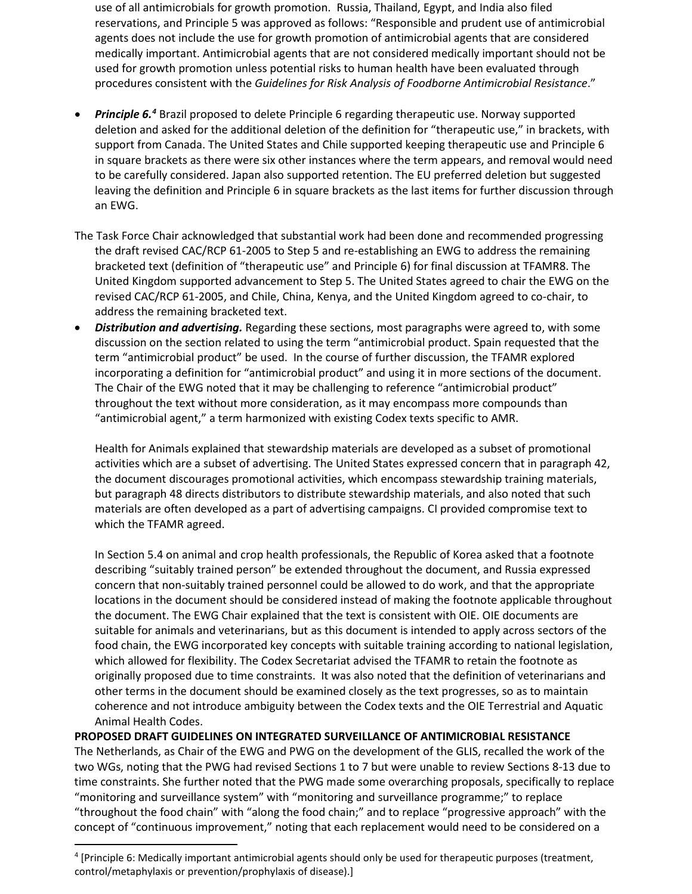use of all antimicrobials for growth promotion. Russia, Thailand, Egypt, and India also filed reservations, and Principle 5 was approved as follows: "Responsible and prudent use of antimicrobial agents does not include the use for growth promotion of antimicrobial agents that are considered medically important. Antimicrobial agents that are not considered medically important should not be used for growth promotion unless potential risks to human health have been evaluated through procedures consistent with the *Guidelines for Risk Analysis of Foodborne Antimicrobial Resistance*."

- ***Principle 6.***[4] Brazil proposed to delete Principle 6 regarding therapeutic use. Norway supported deletion and asked for the additional deletion of the definition for "therapeutic use," in brackets, with support from Canada. The United States and Chile supported keeping therapeutic use and Principle 6 in square brackets as there were six other instances where the term appears, and removal would need to be carefully considered. Japan also supported retention. The EU preferred deletion but suggested leaving the definition and Principle 6 in square brackets as the last items for further discussion through an EWG.

The Task Force Chair acknowledged that substantial work had been done and recommended progressing the draft revised CAC/RCP 61-2005 to Step 5 and re-establishing an EWG to address the remaining bracketed text (definition of "therapeutic use" and Principle 6) for final discussion at TFAMR8. The United Kingdom supported advancement to Step 5. The United States agreed to chair the EWG on the revised CAC/RCP 61-2005, and Chile, China, Kenya, and the United Kingdom agreed to co-chair, to address the remaining bracketed text.

- ***Distribution and advertising.*** Regarding these sections, most paragraphs were agreed to, with some discussion on the section related to using the term "antimicrobial product. Spain requested that the term "antimicrobial product" be used. In the course of further discussion, the TFAMR explored incorporating a definition for "antimicrobial product" and using it in more sections of the document. The Chair of the EWG noted that it may be challenging to reference "antimicrobial product" throughout the text without more consideration, as it may encompass more compounds than "antimicrobial agent," a term harmonized with existing Codex texts specific to AMR.

  Health for Animals explained that stewardship materials are developed as a subset of promotional activities which are a subset of advertising. The United States expressed concern that in paragraph 42, the document discourages promotional activities, which encompass stewardship training materials, but paragraph 48 directs distributors to distribute stewardship materials, and also noted that such materials are often developed as a part of advertising campaigns. CI provided compromise text to which the TFAMR agreed.

  In Section 5.4 on animal and crop health professionals, the Republic of Korea asked that a footnote describing "suitably trained person" be extended throughout the document, and Russia expressed concern that non-suitably trained personnel could be allowed to do work, and that the appropriate locations in the document should be considered instead of making the footnote applicable throughout the document. The EWG Chair explained that the text is consistent with OIE. OIE documents are suitable for animals and veterinarians, but as this document is intended to apply across sectors of the food chain, the EWG incorporated key concepts with suitable training according to national legislation, which allowed for flexibility. The Codex Secretariat advised the TFAMR to retain the footnote as originally proposed due to time constraints. It was also noted that the definition of veterinarians and other terms in the document should be examined closely as the text progresses, so as to maintain coherence and not introduce ambiguity between the Codex texts and the OIE Terrestrial and Aquatic Animal Health Codes.

**PROPOSED DRAFT GUIDELINES ON INTEGRATED SURVEILLANCE OF ANTIMICROBIAL RESISTANCE**

The Netherlands, as Chair of the EWG and PWG on the development of the GLIS, recalled the work of the two WGs, noting that the PWG had revised Sections 1 to 7 but were unable to review Sections 8-13 due to time constraints. She further noted that the PWG made some overarching proposals, specifically to replace "monitoring and surveillance system" with "monitoring and surveillance programme;" to replace "throughout the food chain" with "along the food chain;" and to replace "progressive approach" with the concept of "continuous improvement," noting that each replacement would need to be considered on a

---

[4] [Principle 6: Medically important antimicrobial agents should only be used for therapeutic purposes (treatment, control/metaphylaxis or prevention/prophylaxis of disease).]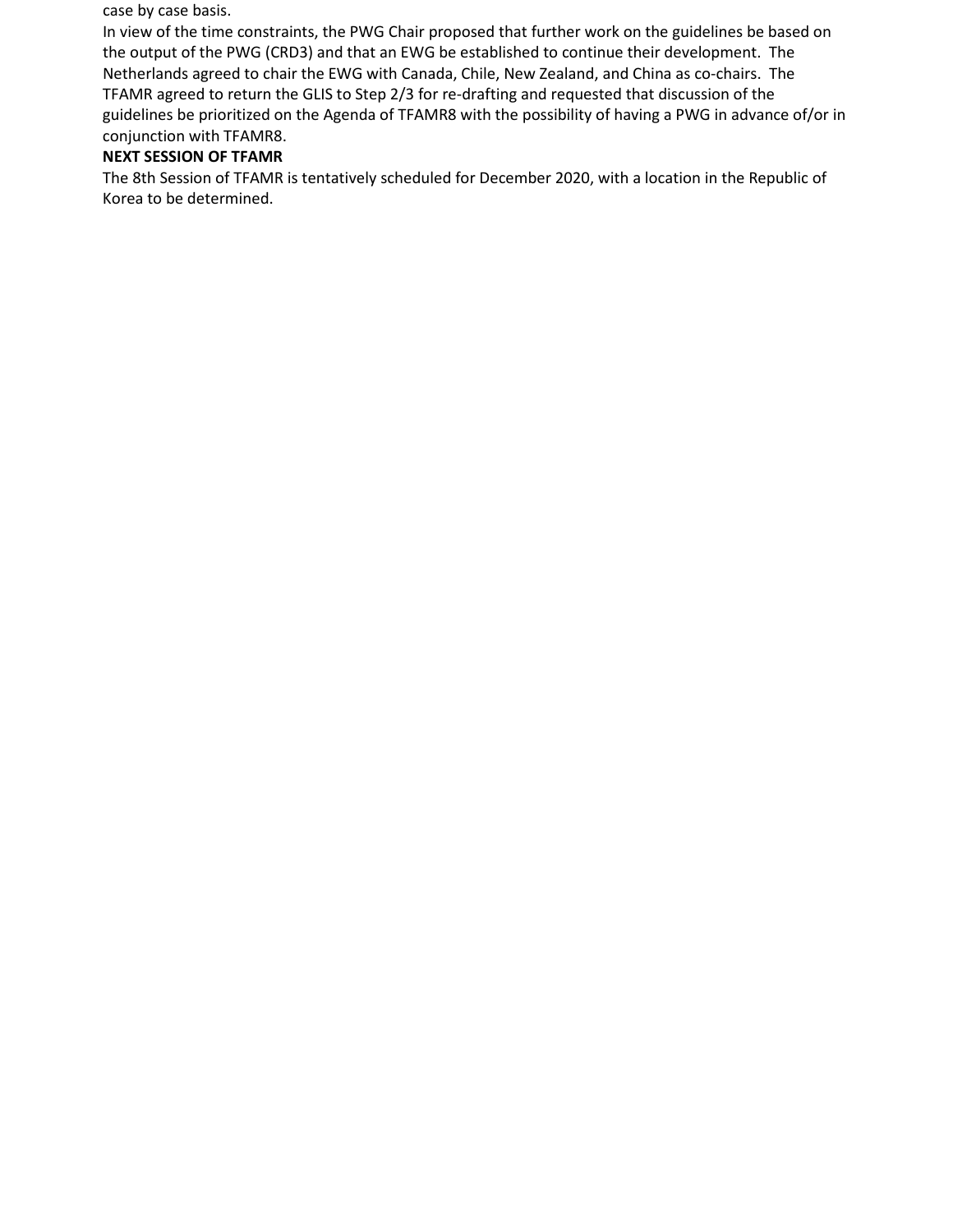case by case basis.

In view of the time constraints, the PWG Chair proposed that further work on the guidelines be based on the output of the PWG (CRD3) and that an EWG be established to continue their development. The Netherlands agreed to chair the EWG with Canada, Chile, New Zealand, and China as co-chairs. The TFAMR agreed to return the GLIS to Step 2/3 for re-drafting and requested that discussion of the guidelines be prioritized on the Agenda of TFAMR8 with the possibility of having a PWG in advance of/or in conjunction with TFAMR8.

**NEXT SESSION OF TFAMR**

The 8th Session of TFAMR is tentatively scheduled for December 2020, with a location in the Republic of Korea to be determined.